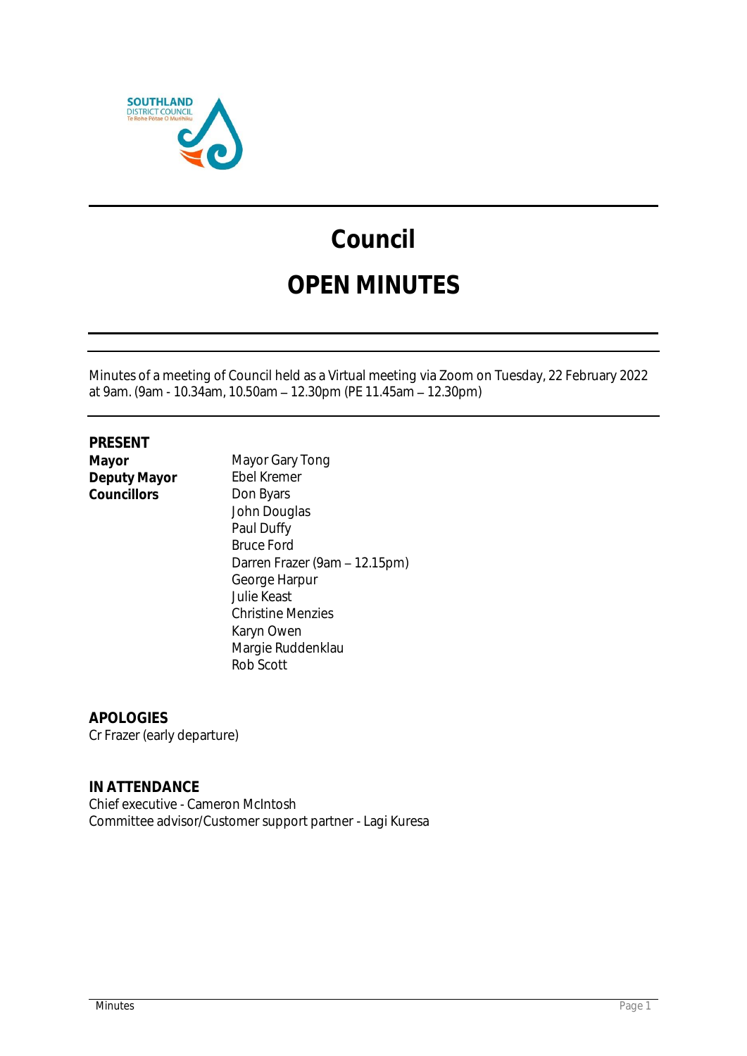# Council

# OPEN MINUTES

Minutes of a meeting of Council held as a Virtual meeting via Zoom on Tuesday, 22 February 2022 at 9am. (9am - 10.34am, 10.50am – 12.30pm (PE 11.45am – 12.30pm)

**PRESENT**

| | |
|---|---|
| **Mayor** | Mayor Gary Tong |
| **Deputy Mayor** | Ebel Kremer |
| **Councillors** | Don Byars |
| | John Douglas |
| | Paul Duffy |
| | Bruce Ford |
| | Darren Frazer (9am – 12.15pm) |
| | George Harpur |
| | Julie Keast |
| | Christine Menzies |
| | Karyn Owen |
| | Margie Ruddenklau |
| | Rob Scott |

**APOLOGIES**

Cr Frazer (early departure)

**IN ATTENDANCE**

Chief executive - Cameron McIntosh
Committee advisor/Customer support partner - Lagi Kuresa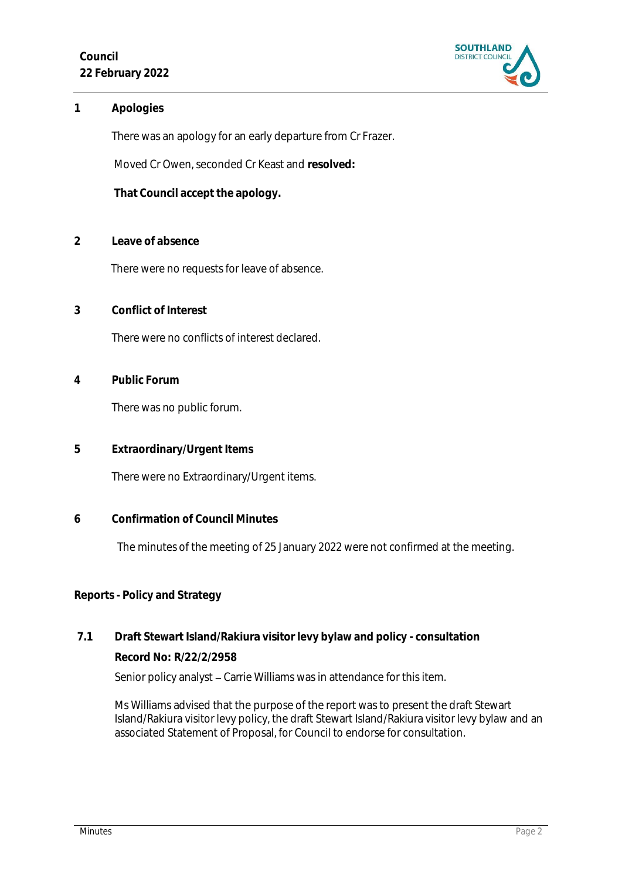## 1 Apologies

There was an apology for an early departure from Cr Frazer.

Moved Cr Owen, seconded Cr Keast and **resolved:**

**That Council accept the apology.**

## 2 Leave of absence

There were no requests for leave of absence.

## 3 Conflict of Interest

There were no conflicts of interest declared.

## 4 Public Forum

There was no public forum.

## 5 Extraordinary/Urgent Items

There were no Extraordinary/Urgent items.

## 6 Confirmation of Council Minutes

The minutes of the meeting of 25 January 2022 were not confirmed at the meeting.

## Reports - Policy and Strategy

### 7.1 Draft Stewart Island/Rakiura visitor levy bylaw and policy - consultation

**Record No: R/22/2/2958**

Senior policy analyst – Carrie Williams was in attendance for this item.

Ms Williams advised that the purpose of the report was to present the draft Stewart Island/Rakiura visitor levy policy, the draft Stewart Island/Rakiura visitor levy bylaw and an associated Statement of Proposal, for Council to endorse for consultation.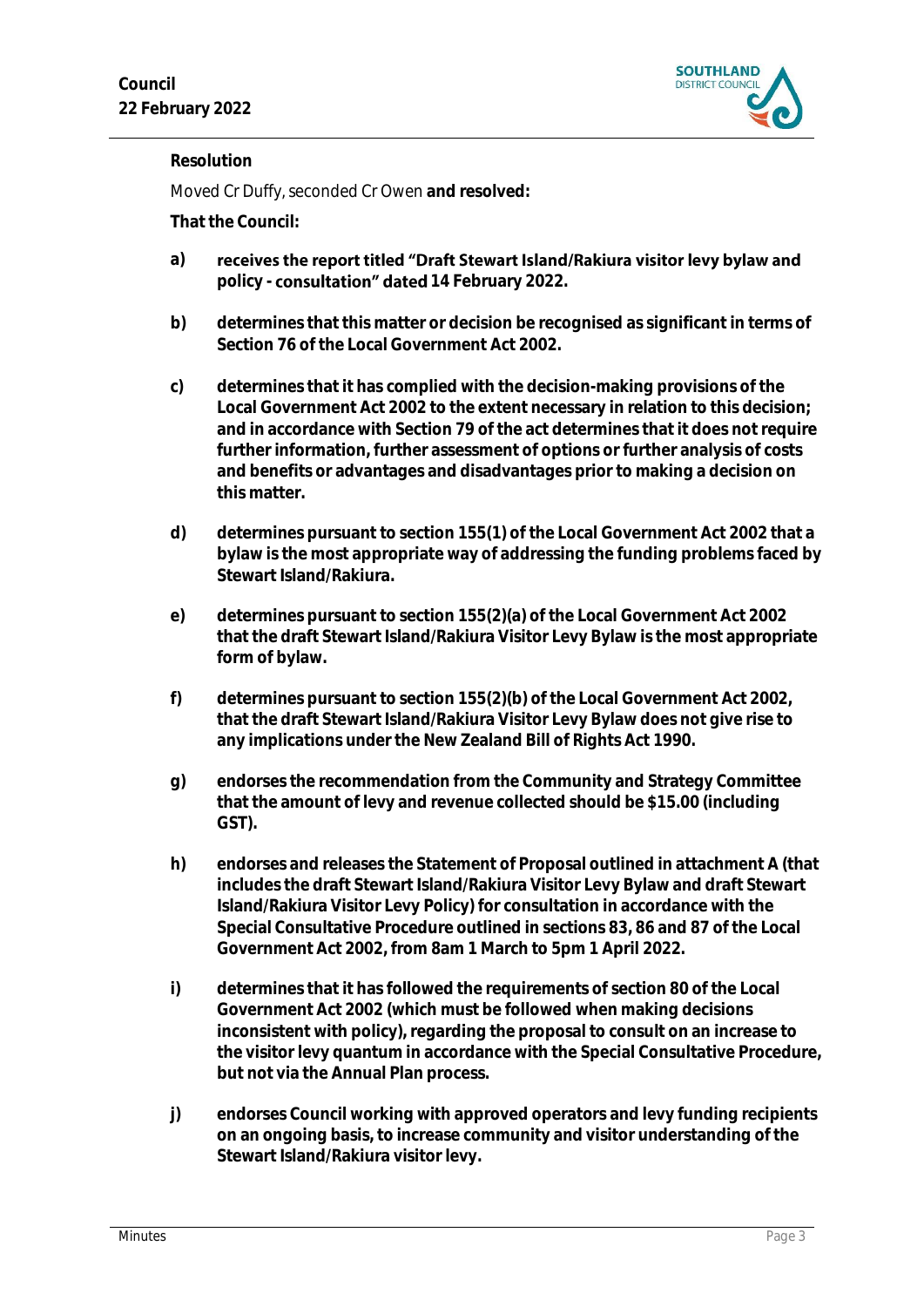**Resolution**

Moved Cr Duffy, seconded Cr Owen **and resolved:**

**That the Council:**

a) **receives the report titled "Draft Stewart Island/Rakiura visitor levy bylaw and policy - consultation" dated 14 February 2022.**

b) **determines that this matter or decision be recognised as significant in terms of Section 76 of the Local Government Act 2002.**

c) **determines that it has complied with the decision-making provisions of the Local Government Act 2002 to the extent necessary in relation to this decision; and in accordance with Section 79 of the act determines that it does not require further information, further assessment of options or further analysis of costs and benefits or advantages and disadvantages prior to making a decision on this matter.**

d) **determines pursuant to section 155(1) of the Local Government Act 2002 that a bylaw is the most appropriate way of addressing the funding problems faced by Stewart Island/Rakiura.**

e) **determines pursuant to section 155(2)(a) of the Local Government Act 2002 that the draft Stewart Island/Rakiura Visitor Levy Bylaw is the most appropriate form of bylaw.**

f) **determines pursuant to section 155(2)(b) of the Local Government Act 2002, that the draft Stewart Island/Rakiura Visitor Levy Bylaw does not give rise to any implications under the New Zealand Bill of Rights Act 1990.**

g) **endorses the recommendation from the Community and Strategy Committee that the amount of levy and revenue collected should be $15.00 (including GST).**

h) **endorses and releases the Statement of Proposal outlined in attachment A (that includes the draft Stewart Island/Rakiura Visitor Levy Bylaw and draft Stewart Island/Rakiura Visitor Levy Policy) for consultation in accordance with the Special Consultative Procedure outlined in sections 83, 86 and 87 of the Local Government Act 2002, from 8am 1 March to 5pm 1 April 2022.**

i) **determines that it has followed the requirements of section 80 of the Local Government Act 2002 (which must be followed when making decisions inconsistent with policy), regarding the proposal to consult on an increase to the visitor levy quantum in accordance with the Special Consultative Procedure, but not via the Annual Plan process.**

j) **endorses Council working with approved operators and levy funding recipients on an ongoing basis, to increase community and visitor understanding of the Stewart Island/Rakiura visitor levy.**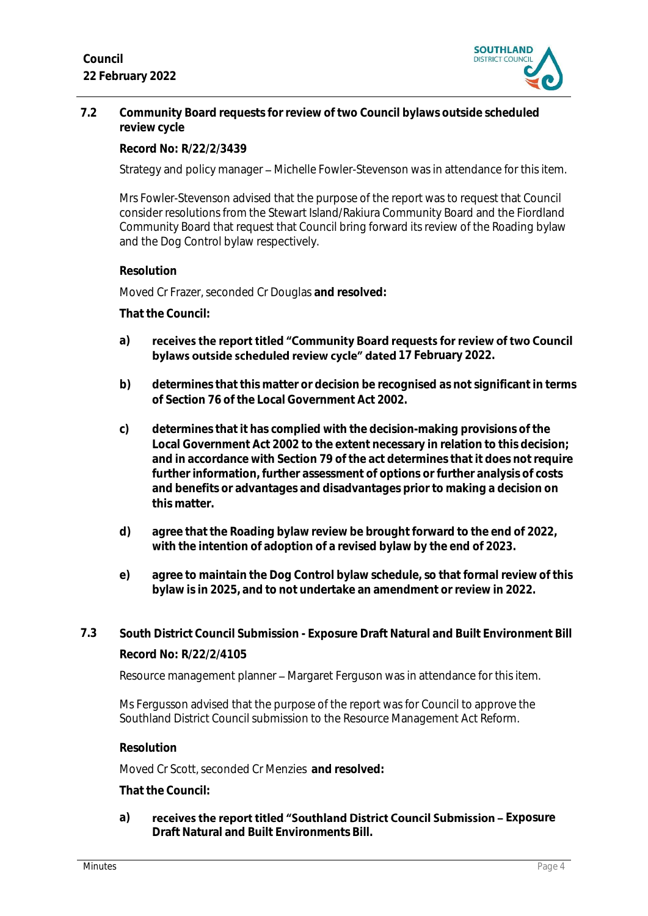### 7.2 Community Board requests for review of two Council bylaws outside scheduled review cycle

**Record No: R/22/2/3439**

Strategy and policy manager – Michelle Fowler-Stevenson was in attendance for this item.

Mrs Fowler-Stevenson advised that the purpose of the report was to request that Council consider resolutions from the Stewart Island/Rakiura Community Board and the Fiordland Community Board that request that Council bring forward its review of the Roading bylaw and the Dog Control bylaw respectively.

**Resolution**

Moved Cr Frazer, seconded Cr Douglas **and resolved:**

**That the Council:**

**a) receives the report titled "Community Board requests for review of two Council bylaws outside scheduled review cycle" dated 17 February 2022.**

**b) determines that this matter or decision be recognised as not significant in terms of Section 76 of the Local Government Act 2002.**

**c) determines that it has complied with the decision-making provisions of the Local Government Act 2002 to the extent necessary in relation to this decision; and in accordance with Section 79 of the act determines that it does not require further information, further assessment of options or further analysis of costs and benefits or advantages and disadvantages prior to making a decision on this matter.**

**d) agree that the Roading bylaw review be brought forward to the end of 2022, with the intention of adoption of a revised bylaw by the end of 2023.**

**e) agree to maintain the Dog Control bylaw schedule, so that formal review of this bylaw is in 2025, and to not undertake an amendment or review in 2022.**

### 7.3 South District Council Submission - Exposure Draft Natural and Built Environment Bill

**Record No: R/22/2/4105**

Resource management planner – Margaret Ferguson was in attendance for this item.

Ms Fergusson advised that the purpose of the report was for Council to approve the Southland District Council submission to the Resource Management Act Reform.

**Resolution**

Moved Cr Scott, seconded Cr Menzies **and resolved:**

**That the Council:**

**a) receives the report titled "Southland District Council Submission – Exposure Draft Natural and Built Environments Bill.**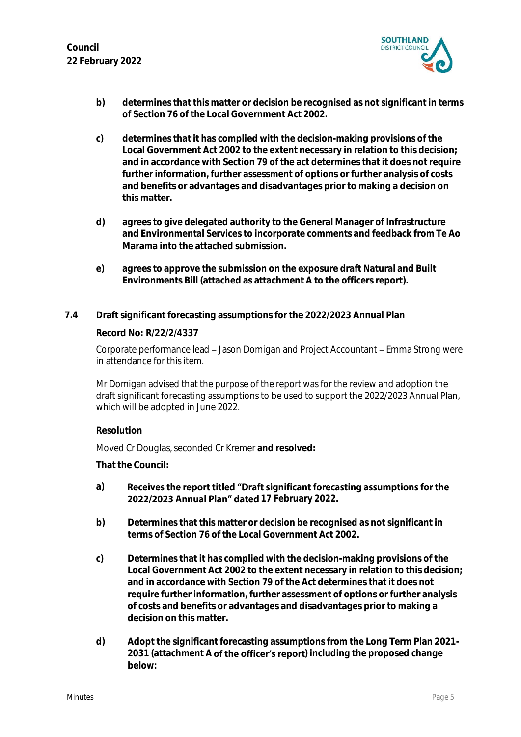**b) determines that this matter or decision be recognised as not significant in terms of Section 76 of the Local Government Act 2002.**

**c) determines that it has complied with the decision-making provisions of the Local Government Act 2002 to the extent necessary in relation to this decision; and in accordance with Section 79 of the act determines that it does not require further information, further assessment of options or further analysis of costs and benefits or advantages and disadvantages prior to making a decision on this matter.**

**d) agrees to give delegated authority to the General Manager of Infrastructure and Environmental Services to incorporate comments and feedback from Te Ao Marama into the attached submission.**

**e) agrees to approve the submission on the exposure draft Natural and Built Environments Bill (attached as attachment A to the officers report).**

### 7.4 Draft significant forecasting assumptions for the 2022/2023 Annual Plan

**Record No: R/22/2/4337**

Corporate performance lead – Jason Domigan and Project Accountant – Emma Strong were in attendance for this item.

Mr Domigan advised that the purpose of the report was for the review and adoption the draft significant forecasting assumptions to be used to support the 2022/2023 Annual Plan, which will be adopted in June 2022.

**Resolution**

Moved Cr Douglas, seconded Cr Kremer **and resolved:**

**That the Council:**

**a) Receives the report titled "Draft significant forecasting assumptions for the 2022/2023 Annual Plan" dated 17 February 2022.**

**b) Determines that this matter or decision be recognised as not significant in terms of Section 76 of the Local Government Act 2002.**

**c) Determines that it has complied with the decision-making provisions of the Local Government Act 2002 to the extent necessary in relation to this decision; and in accordance with Section 79 of the Act determines that it does not require further information, further assessment of options or further analysis of costs and benefits or advantages and disadvantages prior to making a decision on this matter.**

**d) Adopt the significant forecasting assumptions from the Long Term Plan 2021-2031 (attachment A of the officer's report) including the proposed change below:**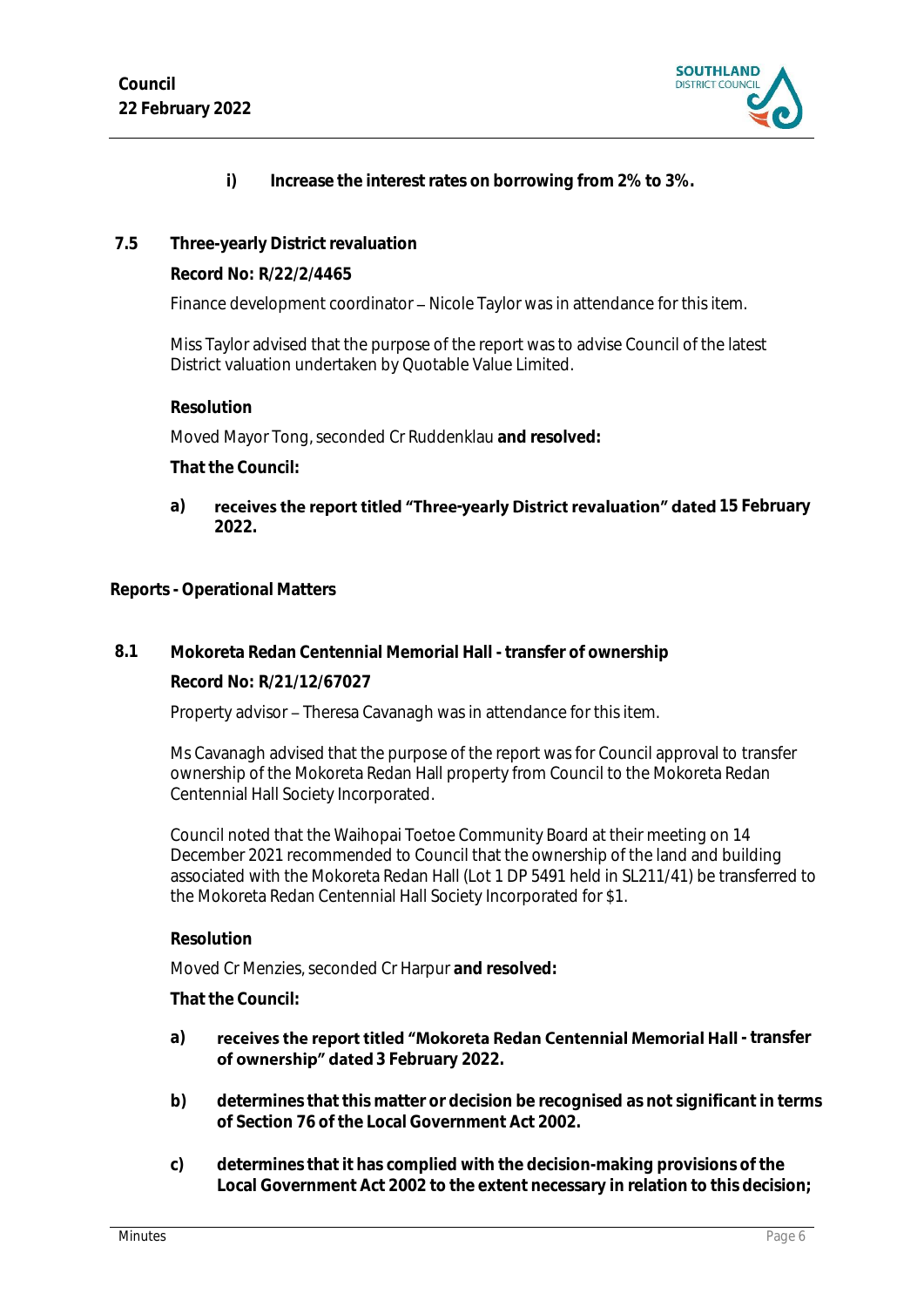i) **Increase the interest rates on borrowing from 2% to 3%.**

## 7.5 Three-yearly District revaluation

**Record No: R/22/2/4465**

Finance development coordinator – Nicole Taylor was in attendance for this item.

Miss Taylor advised that the purpose of the report was to advise Council of the latest District valuation undertaken by Quotable Value Limited.

**Resolution**

Moved Mayor Tong, seconded Cr Ruddenklau **and resolved:**

**That the Council:**

a) **receives the report titled "Three-yearly District revaluation" dated 15 February 2022.**

# Reports - Operational Matters

## 8.1 Mokoreta Redan Centennial Memorial Hall - transfer of ownership

**Record No: R/21/12/67027**

Property advisor – Theresa Cavanagh was in attendance for this item.

Ms Cavanagh advised that the purpose of the report was for Council approval to transfer ownership of the Mokoreta Redan Hall property from Council to the Mokoreta Redan Centennial Hall Society Incorporated.

Council noted that the Waihopai Toetoe Community Board at their meeting on 14 December 2021 recommended to Council that the ownership of the land and building associated with the Mokoreta Redan Hall (Lot 1 DP 5491 held in SL211/41) be transferred to the Mokoreta Redan Centennial Hall Society Incorporated for $1.

**Resolution**

Moved Cr Menzies, seconded Cr Harpur **and resolved:**

**That the Council:**

a) **receives the report titled "Mokoreta Redan Centennial Memorial Hall - transfer of ownership" dated 3 February 2022.**

b) **determines that this matter or decision be recognised as not significant in terms of Section 76 of the Local Government Act 2002.**

c) **determines that it has complied with the decision-making provisions of the Local Government Act 2002 to the extent necessary in relation to this decision;**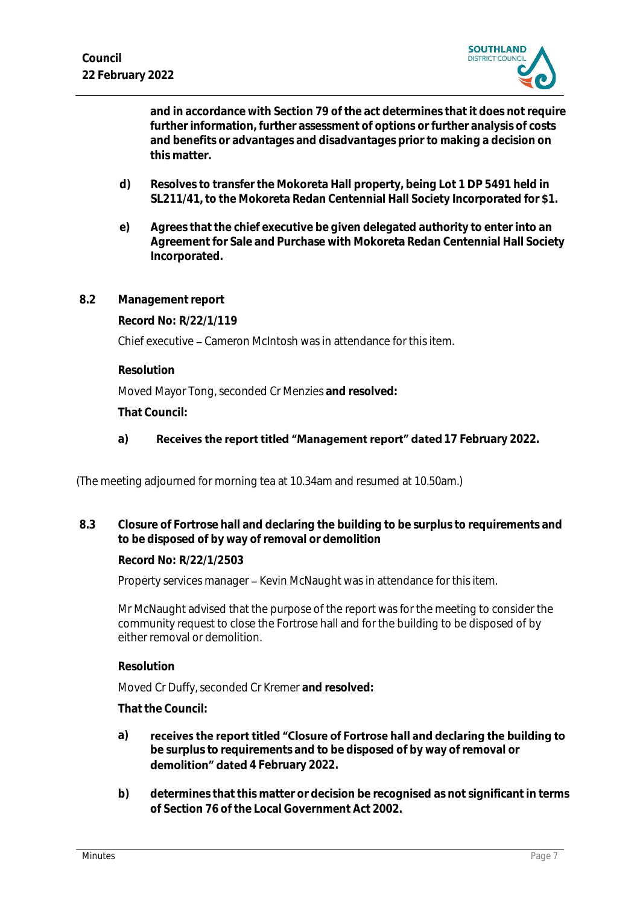**and in accordance with Section 79 of the act determines that it does not require further information, further assessment of options or further analysis of costs and benefits or advantages and disadvantages prior to making a decision on this matter.**

**d) Resolves to transfer the Mokoreta Hall property, being Lot 1 DP 5491 held in SL211/41, to the Mokoreta Redan Centennial Hall Society Incorporated for $1.**

**e) Agrees that the chief executive be given delegated authority to enter into an Agreement for Sale and Purchase with Mokoreta Redan Centennial Hall Society Incorporated.**

### 8.2 Management report

**Record No: R/22/1/119**

Chief executive – Cameron McIntosh was in attendance for this item.

**Resolution**

Moved Mayor Tong, seconded Cr Menzies **and resolved:**

**That Council:**

**a) Receives the report titled "Management report" dated 17 February 2022.**

(The meeting adjourned for morning tea at 10.34am and resumed at 10.50am.)

### 8.3 Closure of Fortrose hall and declaring the building to be surplus to requirements and to be disposed of by way of removal or demolition

**Record No: R/22/1/2503**

Property services manager – Kevin McNaught was in attendance for this item.

Mr McNaught advised that the purpose of the report was for the meeting to consider the community request to close the Fortrose hall and for the building to be disposed of by either removal or demolition.

**Resolution**

Moved Cr Duffy, seconded Cr Kremer **and resolved:**

**That the Council:**

**a) receives the report titled "Closure of Fortrose hall and declaring the building to be surplus to requirements and to be disposed of by way of removal or demolition" dated 4 February 2022.**

**b) determines that this matter or decision be recognised as not significant in terms of Section 76 of the Local Government Act 2002.**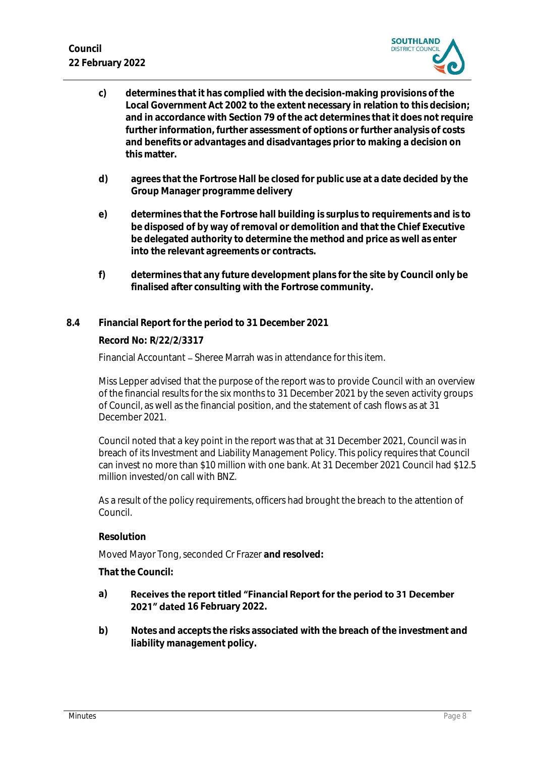c) **determines that it has complied with the decision-making provisions of the Local Government Act 2002 to the extent necessary in relation to this decision; and in accordance with Section 79 of the act determines that it does not require further information, further assessment of options or further analysis of costs and benefits or advantages and disadvantages prior to making a decision on this matter.**

d) **agrees that the Fortrose Hall be closed for public use at a date decided by the Group Manager programme delivery**

e) **determines that the Fortrose hall building is surplus to requirements and is to be disposed of by way of removal or demolition and that the Chief Executive be delegated authority to determine the method and price as well as enter into the relevant agreements or contracts.**

f) **determines that any future development plans for the site by Council only be finalised after consulting with the Fortrose community.**

**8.4 Financial Report for the period to 31 December 2021**

**Record No: R/22/2/3317**

Financial Accountant – Sheree Marrah was in attendance for this item.

Miss Lepper advised that the purpose of the report was to provide Council with an overview of the financial results for the six months to 31 December 2021 by the seven activity groups of Council, as well as the financial position, and the statement of cash flows as at 31 December 2021.

Council noted that a key point in the report was that at 31 December 2021, Council was in breach of its Investment and Liability Management Policy. This policy requires that Council can invest no more than $10 million with one bank. At 31 December 2021 Council had $12.5 million invested/on call with BNZ.

As a result of the policy requirements, officers had brought the breach to the attention of Council.

**Resolution**

Moved Mayor Tong, seconded Cr Frazer **and resolved:**

**That the Council:**

a) **Receives the report titled "Financial Report for the period to 31 December 2021" dated 16 February 2022.**

b) **Notes and accepts the risks associated with the breach of the investment and liability management policy.**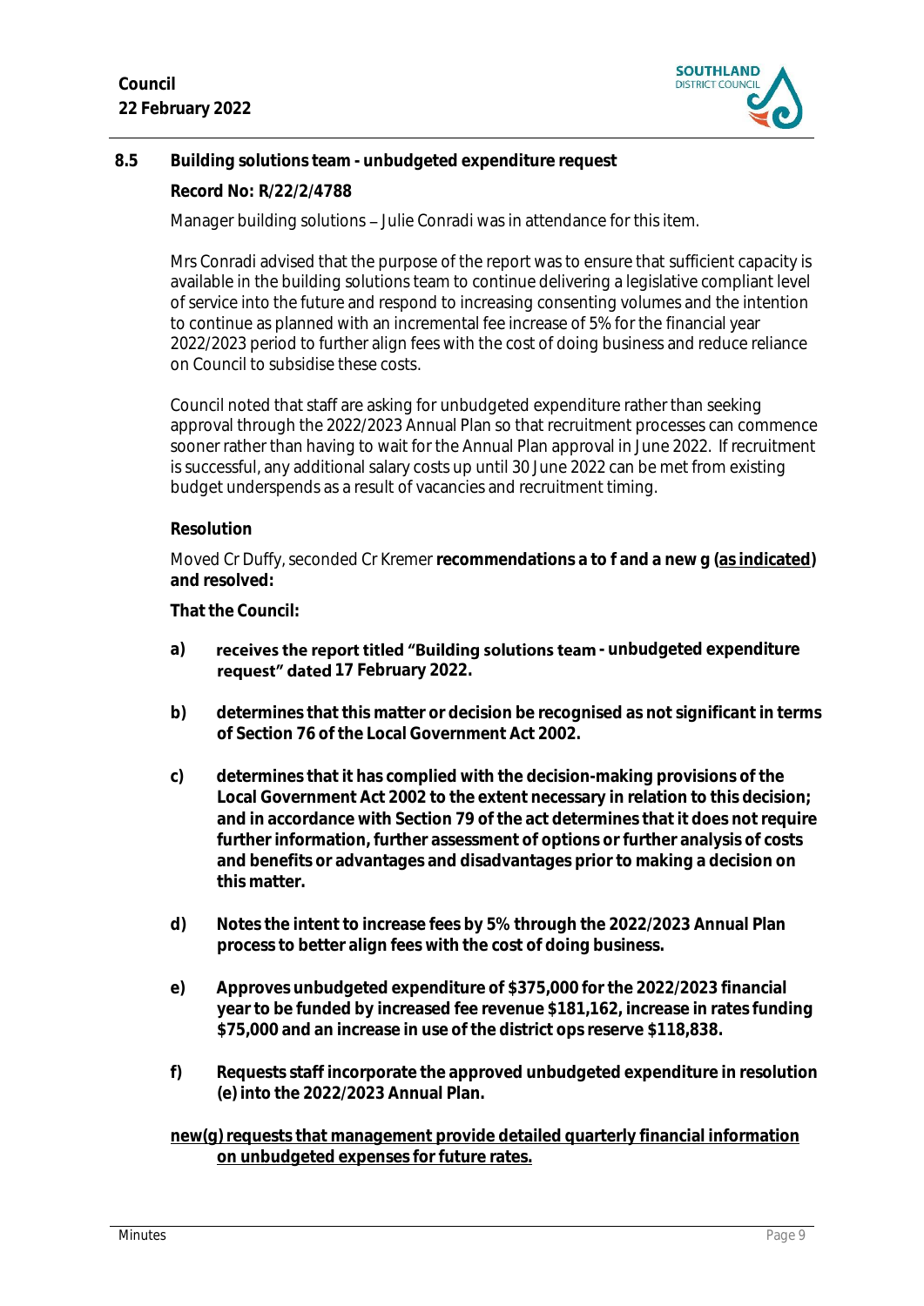### 8.5 Building solutions team - unbudgeted expenditure request

**Record No: R/22/2/4788**

Manager building solutions – Julie Conradi was in attendance for this item.

Mrs Conradi advised that the purpose of the report was to ensure that sufficient capacity is available in the building solutions team to continue delivering a legislative compliant level of service into the future and respond to increasing consenting volumes and the intention to continue as planned with an incremental fee increase of 5% for the financial year 2022/2023 period to further align fees with the cost of doing business and reduce reliance on Council to subsidise these costs.

Council noted that staff are asking for unbudgeted expenditure rather than seeking approval through the 2022/2023 Annual Plan so that recruitment processes can commence sooner rather than having to wait for the Annual Plan approval in June 2022. If recruitment is successful, any additional salary costs up until 30 June 2022 can be met from existing budget underspends as a result of vacancies and recruitment timing.

**Resolution**

Moved Cr Duffy, seconded Cr Kremer **recommendations a to f and a new g (<u>as indicated</u>) and resolved:**

**That the Council:**

**a)** **receives the report titled "Building solutions team - unbudgeted expenditure request" dated 17 February 2022.**

**b)** **determines that this matter or decision be recognised as not significant in terms of Section 76 of the Local Government Act 2002.**

**c)** **determines that it has complied with the decision-making provisions of the Local Government Act 2002 to the extent necessary in relation to this decision; and in accordance with Section 79 of the act determines that it does not require further information, further assessment of options or further analysis of costs and benefits or advantages and disadvantages prior to making a decision on this matter.**

**d)** **Notes the intent to increase fees by 5% through the 2022/2023 Annual Plan process to better align fees with the cost of doing business.**

**e)** **Approves unbudgeted expenditure of $375,000 for the 2022/2023 financial year to be funded by increased fee revenue $181,162, increase in rates funding $75,000 and an increase in use of the district ops reserve $118,838.**

**f)** **Requests staff incorporate the approved unbudgeted expenditure in resolution (e) into the 2022/2023 Annual Plan.**

<u>**new(g) requests that management provide detailed quarterly financial information on unbudgeted expenses for future rates.**</u>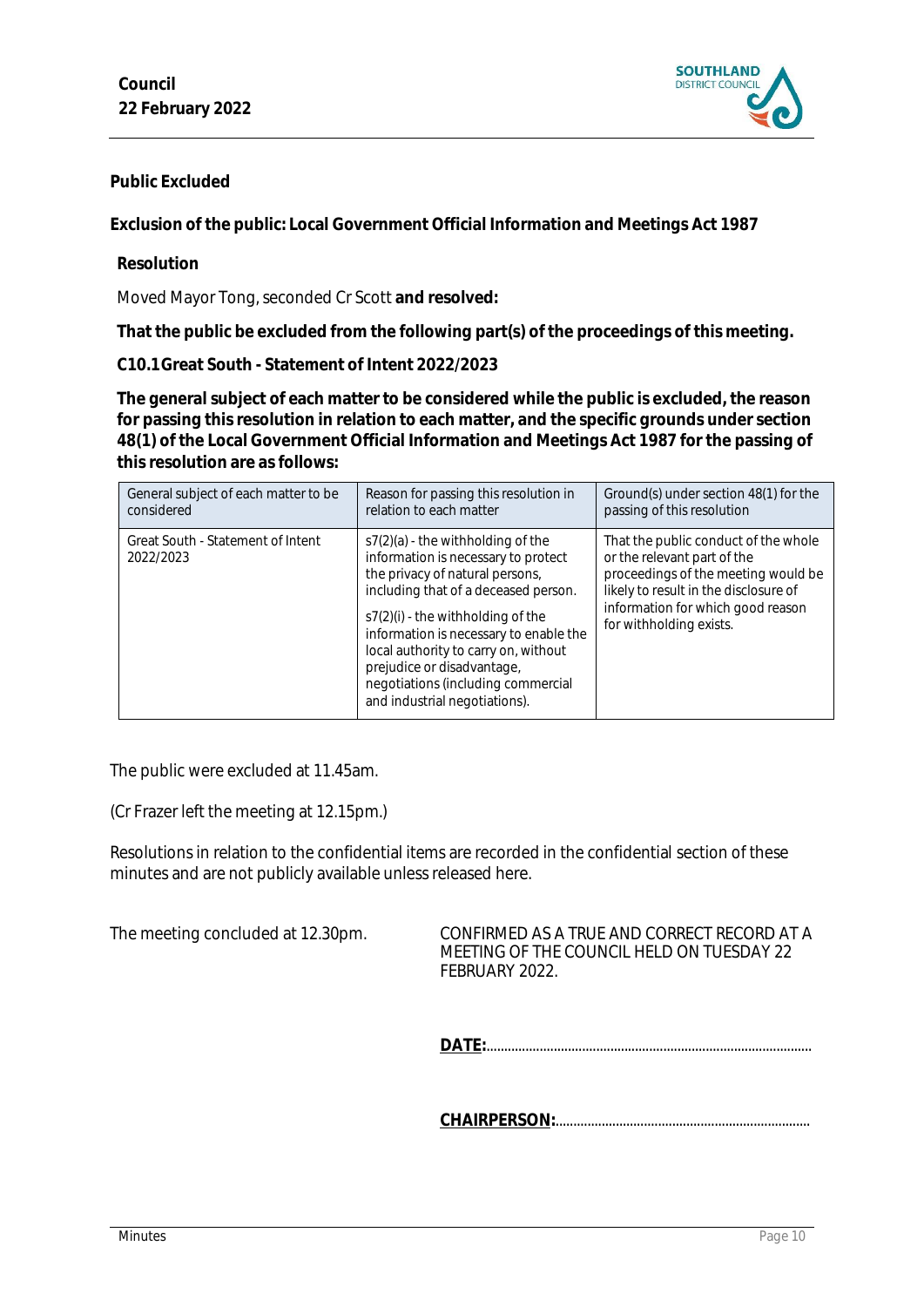**Public Excluded**

**Exclusion of the public: Local Government Official Information and Meetings Act 1987**

**Resolution**

Moved Mayor Tong, seconded Cr Scott **and resolved:**

**That the public be excluded from the following part(s) of the proceedings of this meeting.**

**C10.1 Great South - Statement of Intent 2022/2023**

**The general subject of each matter to be considered while the public is excluded, the reason for passing this resolution in relation to each matter, and the specific grounds under section 48(1) of the Local Government Official Information and Meetings Act 1987 for the passing of this resolution are as follows:**

| General subject of each matter to be considered | Reason for passing this resolution in relation to each matter | Ground(s) under section 48(1) for the passing of this resolution |
|---|---|---|
| Great South - Statement of Intent 2022/2023 | s7(2)(a) - the withholding of the information is necessary to protect the privacy of natural persons, including that of a deceased person.<br><br>s7(2)(i) - the withholding of the information is necessary to enable the local authority to carry on, without prejudice or disadvantage, negotiations (including commercial and industrial negotiations). | That the public conduct of the whole or the relevant part of the proceedings of the meeting would be likely to result in the disclosure of information for which good reason for withholding exists. |

The public were excluded at 11.45am.

(Cr Frazer left the meeting at 12.15pm.)

Resolutions in relation to the confidential items are recorded in the confidential section of these minutes and are not publicly available unless released here.

The meeting concluded at 12.30pm.

CONFIRMED AS A TRUE AND CORRECT RECORD AT A MEETING OF THE COUNCIL HELD ON TUESDAY 22 FEBRUARY 2022.

**DATE:**...............................................................................................

**CHAIRPERSON:**...............................................................................